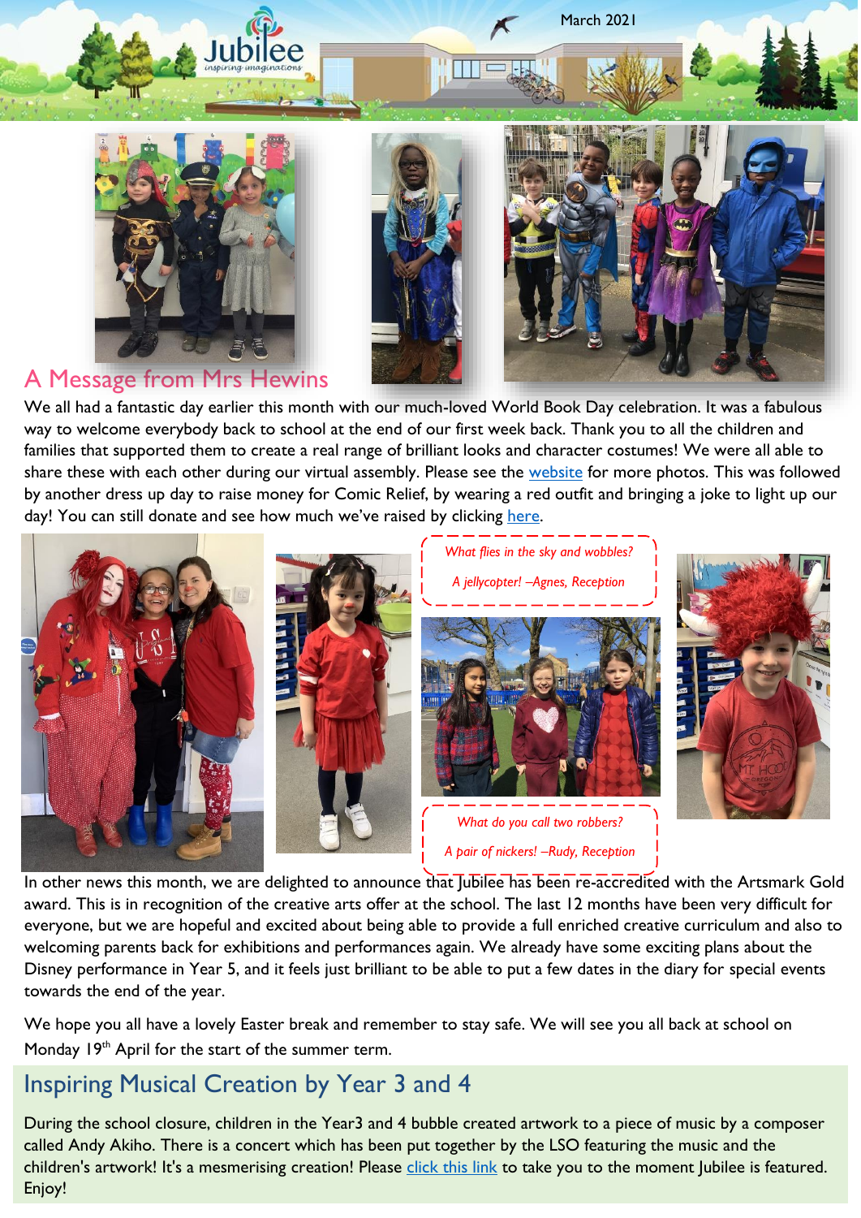March 2021

## A Message from Mrs Hewins

We all had a fantastic day earlier this month with our much-loved World Book Day celebration. It was a fabulous way to welcome everybody back to school at the end of our first week back. Thank you to all the children and families that supported them to create a real range of brilliant looks and character costumes! We were all able to share these with each other during our virtual assembly. Please see the website for more photos. This was followed by another dress up day to raise money for Comic Relief, by wearing a red outfit and bringing a joke to light up our day! You can still donate and see how much we've raised by clicking here.

*What flies in the sky and wobbles?*

*A jellycopter! –Agnes, Reception*

*What do you call two robbers?*

*A pair of nickers! –Rudy, Reception*

In other news this month, we are delighted to announce that Jubilee has been re-accredited with the Artsmark Gold award. This is in recognition of the creative arts offer at the school. The last 12 months have been very difficult for everyone, but we are hopeful and excited about being able to provide a full enriched creative curriculum and also to welcoming parents back for exhibitions and performances again. We already have some exciting plans about the Disney performance in Year 5, and it feels just brilliant to be able to put a few dates in the diary for special events towards the end of the year.

We hope you all have a lovely Easter break and remember to stay safe. We will see you all back at school on Monday 19th April for the start of the summer term.

## Inspiring Musical Creation by Year 3 and 4

During the school closure, children in the Year3 and 4 bubble created artwork to a piece of music by a composer called Andy Akiho. There is a concert which has been put together by the LSO featuring the music and the children's artwork! It's a mesmerising creation! Please click this link to take you to the moment Jubilee is featured. Enjoy!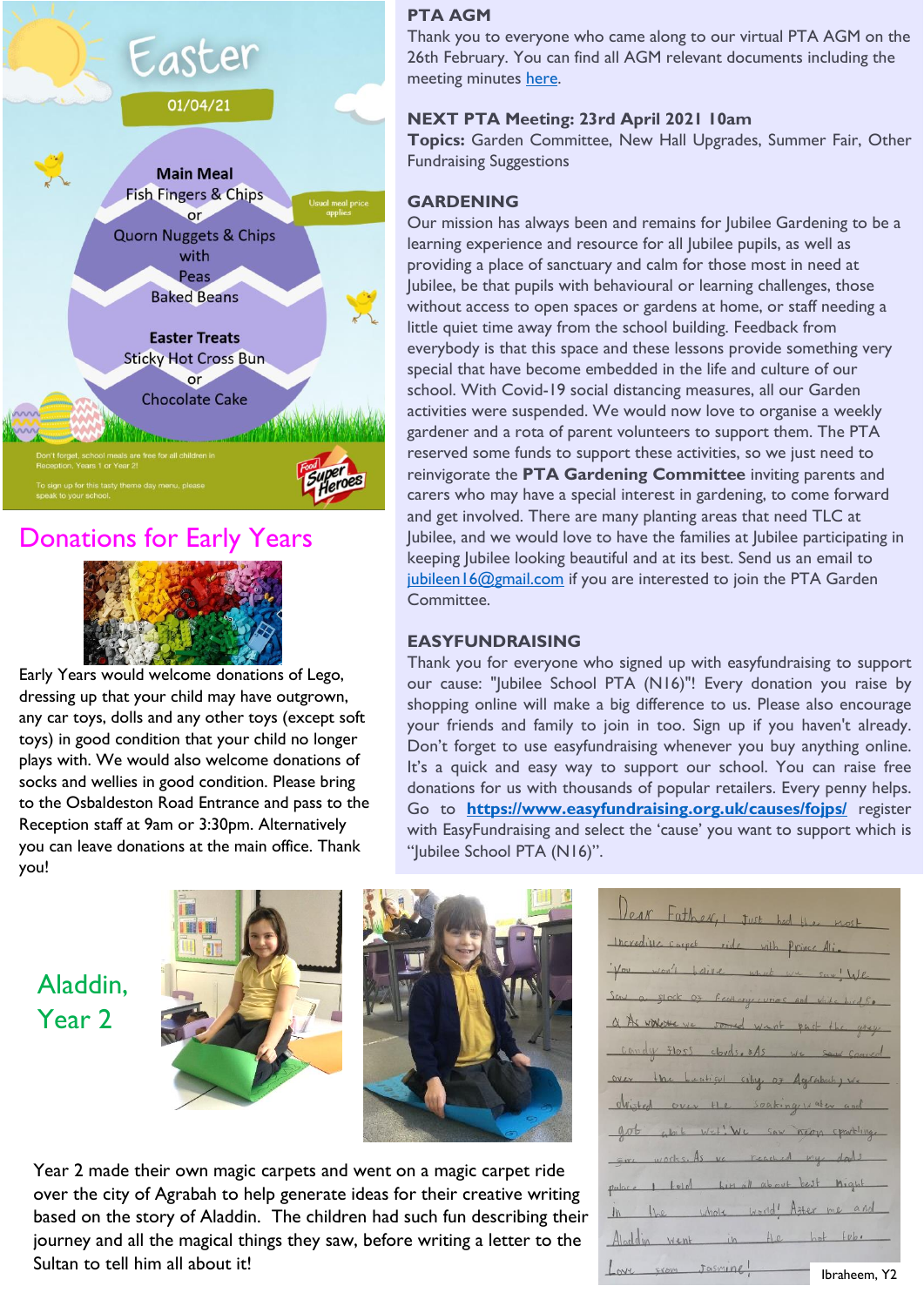# Easter

01/04/21

**Main Meal**
Fish Fingers & Chips
or
Quorn Nuggets & Chips
with
Peas
Baked Beans

Usual meal price applies

**Easter Treats**
Sticky Hot Cross Bun
or
Chocolate Cake

Don't forget, school meals are free for all children in Reception, Years 1 or Year 2!

To sign up for this tasty theme day menu, please speak to your school.

## Donations for Early Years

Early Years would welcome donations of Lego, dressing up that your child may have outgrown, any car toys, dolls and any other toys (except soft toys) in good condition that your child no longer plays with. We would also welcome donations of socks and wellies in good condition. Please bring to the Osbaldeston Road Entrance and pass to the Reception staff at 9am or 3:30pm. Alternatively you can leave donations at the main office. Thank you!

## PTA AGM

Thank you to everyone who came along to our virtual PTA AGM on the 26th February. You can find all AGM relevant documents including the meeting minutes here.

**NEXT PTA Meeting: 23rd April 2021 10am**
**Topics:** Garden Committee, New Hall Upgrades, Summer Fair, Other Fundraising Suggestions

## GARDENING

Our mission has always been and remains for Jubilee Gardening to be a learning experience and resource for all Jubilee pupils, as well as providing a place of sanctuary and calm for those most in need at Jubilee, be that pupils with behavioural or learning challenges, those without access to open spaces or gardens at home, or staff needing a little quiet time away from the school building. Feedback from everybody is that this space and these lessons provide something very special that have become embedded in the life and culture of our school. With Covid-19 social distancing measures, all our Garden activities were suspended. We would now love to organise a weekly gardener and a rota of parent volunteers to support them. The PTA reserved some funds to support these activities, so we just need to reinvigorate the **PTA Gardening Committee** inviting parents and carers who may have a special interest in gardening, to come forward and get involved. There are many planting areas that need TLC at Jubilee, and we would love to have the families at Jubilee participating in keeping Jubilee looking beautiful and at its best. Send us an email to jubileen16@gmail.com if you are interested to join the PTA Garden Committee.

## EASYFUNDRAISING

Thank you for everyone who signed up with easyfundraising to support our cause: "Jubilee School PTA (N16)"! Every donation you raise by shopping online will make a big difference to us. Please also encourage your friends and family to join in too. Sign up if you haven't already. Don't forget to use easyfundraising whenever you buy anything online. It's a quick and easy way to support our school. You can raise free donations for us with thousands of popular retailers. Every penny helps. Go to **https://www.easyfundraising.org.uk/causes/fojps/** register with EasyFundraising and select the 'cause' you want to support which is "Jubilee School PTA (N16)".

## Aladdin, Year 2

Year 2 made their own magic carpets and went on a magic carpet ride over the city of Agrabah to help generate ideas for their creative writing based on the story of Aladdin. The children had such fun describing their journey and all the magical things they saw, before writing a letter to the Sultan to tell him all about it!

Dear Father, I just had the most incredible carpet ride with Prince Ali. You won't believe what we saw! We saw a flock of flamingos and white birds. As we went past the grey candy floss clouds. As we saw covered over the beautiful city of Agrabah, we drifted over the soaking water and got a bit wet! We saw neon sparkling fireworks. As we reached my dad's palace I told him all about last night in the whole world! After me and Aladdin went in the hot tub.
Love from Jasmine!

Ibraheem, Y2